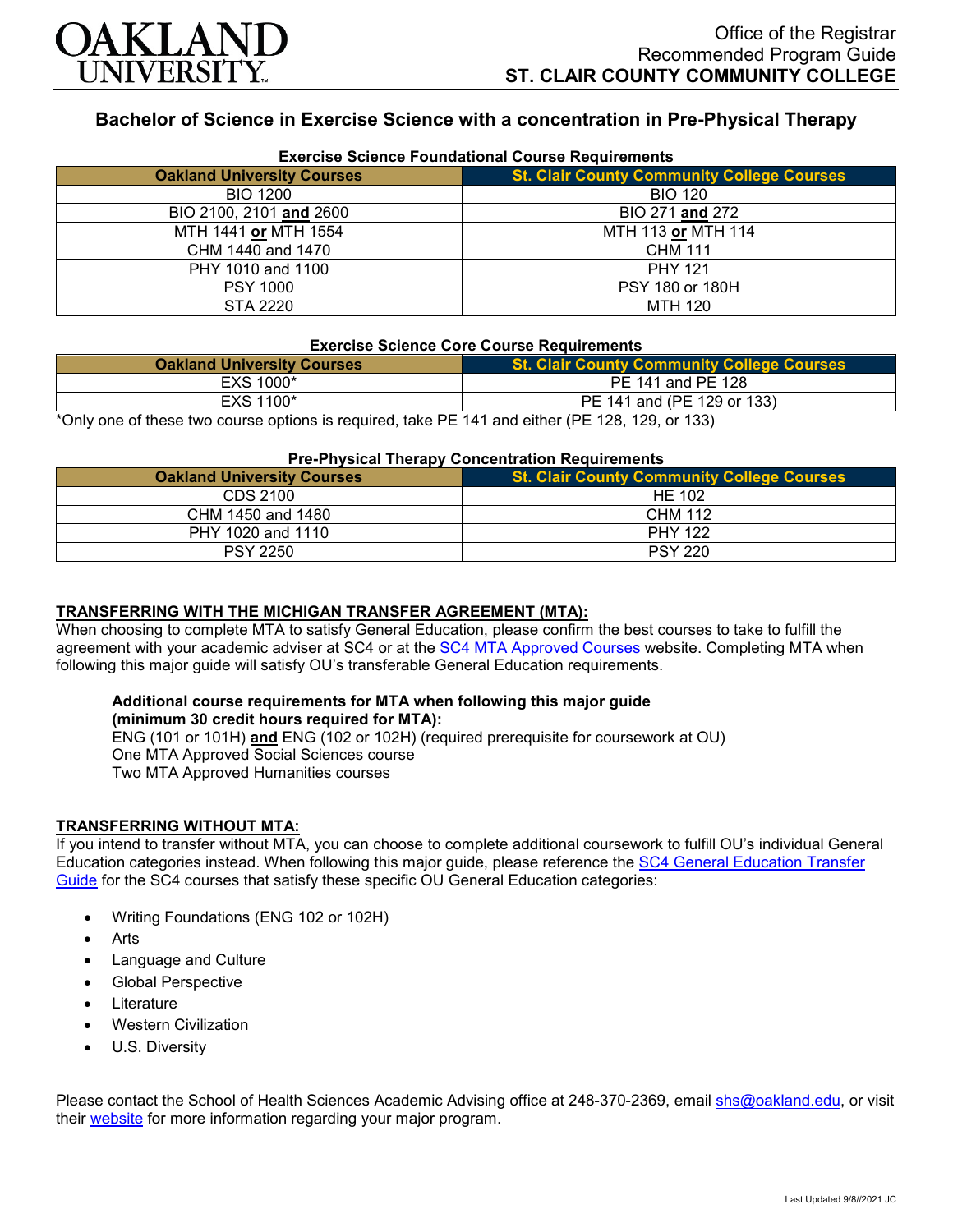OAKLAND UNIVERSITY

Office of the Registrar
Recommended Program Guide
**ST. CLAIR COUNTY COMMUNITY COLLEGE**

## Bachelor of Science in Exercise Science with a concentration in Pre-Physical Therapy

### Exercise Science Foundational Course Requirements

| Oakland University Courses | St. Clair County Community College Courses |
|---|---|
| BIO 1200 | BIO 120 |
| BIO 2100, 2101 **and** 2600 | BIO 271 **and** 272 |
| MTH 1441 **or** MTH 1554 | MTH 113 **or** MTH 114 |
| CHM 1440 and 1470 | CHM 111 |
| PHY 1010 and 1100 | PHY 121 |
| PSY 1000 | PSY 180 or 180H |
| STA 2220 | MTH 120 |

### Exercise Science Core Course Requirements

| Oakland University Courses | St. Clair County Community College Courses |
|---|---|
| EXS 1000* | PE 141 and PE 128 |
| EXS 1100* | PE 141 and (PE 129 or 133) |

*Only one of these two course options is required, take PE 141 and either (PE 128, 129, or 133)

### Pre-Physical Therapy Concentration Requirements

| Oakland University Courses | St. Clair County Community College Courses |
|---|---|
| CDS 2100 | HE 102 |
| CHM 1450 and 1480 | CHM 112 |
| PHY 1020 and 1110 | PHY 122 |
| PSY 2250 | PSY 220 |

**TRANSFERRING WITH THE MICHIGAN TRANSFER AGREEMENT (MTA):**

When choosing to complete MTA to satisfy General Education, please confirm the best courses to take to fulfill the agreement with your academic adviser at SC4 or at the SC4 MTA Approved Courses website. Completing MTA when following this major guide will satisfy OU's transferable General Education requirements.

**Additional course requirements for MTA when following this major guide (minimum 30 credit hours required for MTA):**

ENG (101 or 101H) **and** ENG (102 or 102H) (required prerequisite for coursework at OU)
One MTA Approved Social Sciences course
Two MTA Approved Humanities courses

**TRANSFERRING WITHOUT MTA:**

If you intend to transfer without MTA, you can choose to complete additional coursework to fulfill OU's individual General Education categories instead. When following this major guide, please reference the SC4 General Education Transfer Guide for the SC4 courses that satisfy these specific OU General Education categories:

- Writing Foundations (ENG 102 or 102H)
- Arts
- Language and Culture
- Global Perspective
- Literature
- Western Civilization
- U.S. Diversity

Please contact the School of Health Sciences Academic Advising office at 248-370-2369, email shs@oakland.edu, or visit their website for more information regarding your major program.

Last Updated 9/8//2021 JC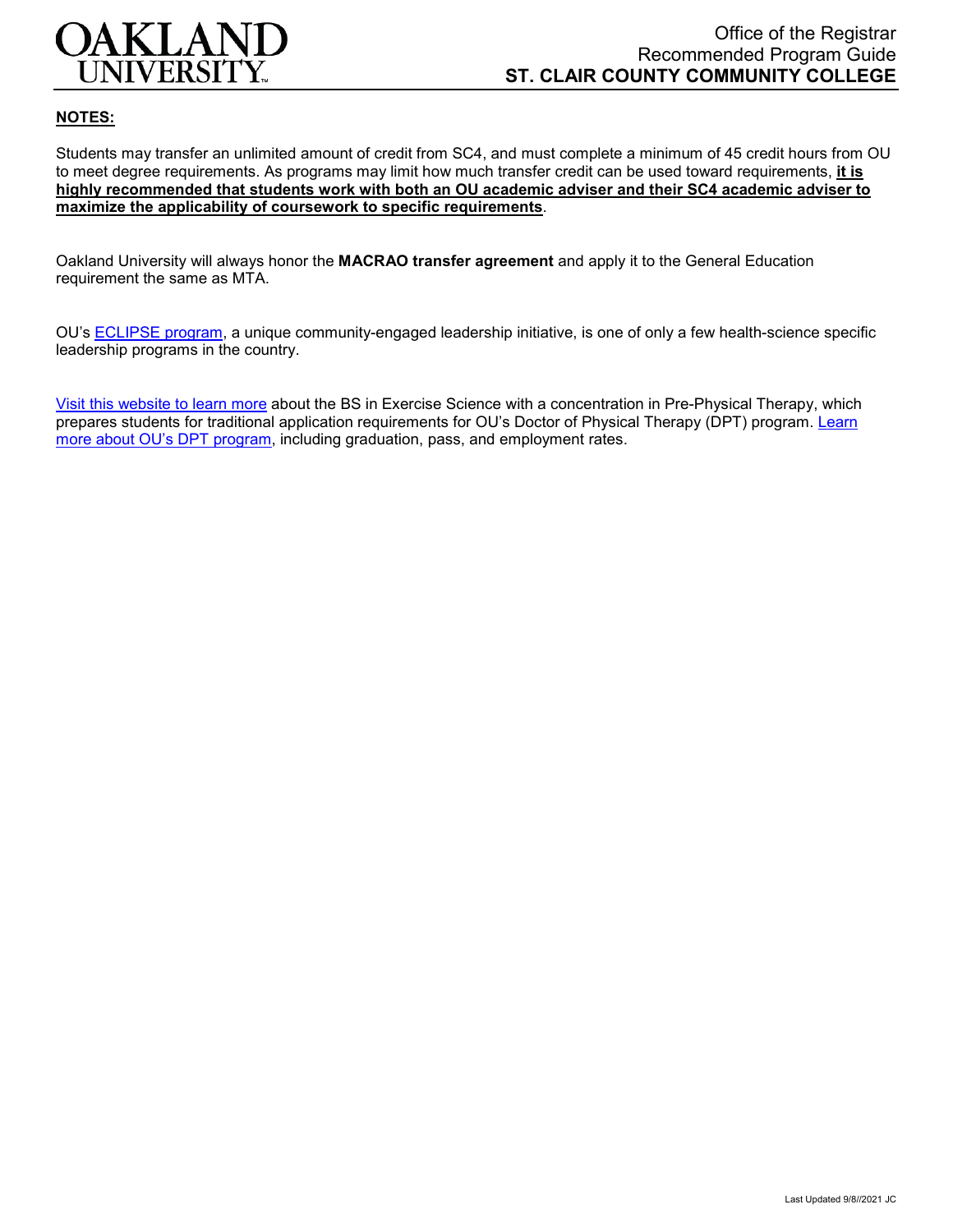**NOTES:**

Students may transfer an unlimited amount of credit from SC4, and must complete a minimum of 45 credit hours from OU to meet degree requirements. As programs may limit how much transfer credit can be used toward requirements, **it is highly recommended that students work with both an OU academic adviser and their SC4 academic adviser to maximize the applicability of coursework to specific requirements**.

Oakland University will always honor the **MACRAO transfer agreement** and apply it to the General Education requirement the same as MTA.

OU's ECLIPSE program, a unique community-engaged leadership initiative, is one of only a few health-science specific leadership programs in the country.

Visit this website to learn more about the BS in Exercise Science with a concentration in Pre-Physical Therapy, which prepares students for traditional application requirements for OU's Doctor of Physical Therapy (DPT) program. Learn more about OU's DPT program, including graduation, pass, and employment rates.

Last Updated 9/8//2021 JC